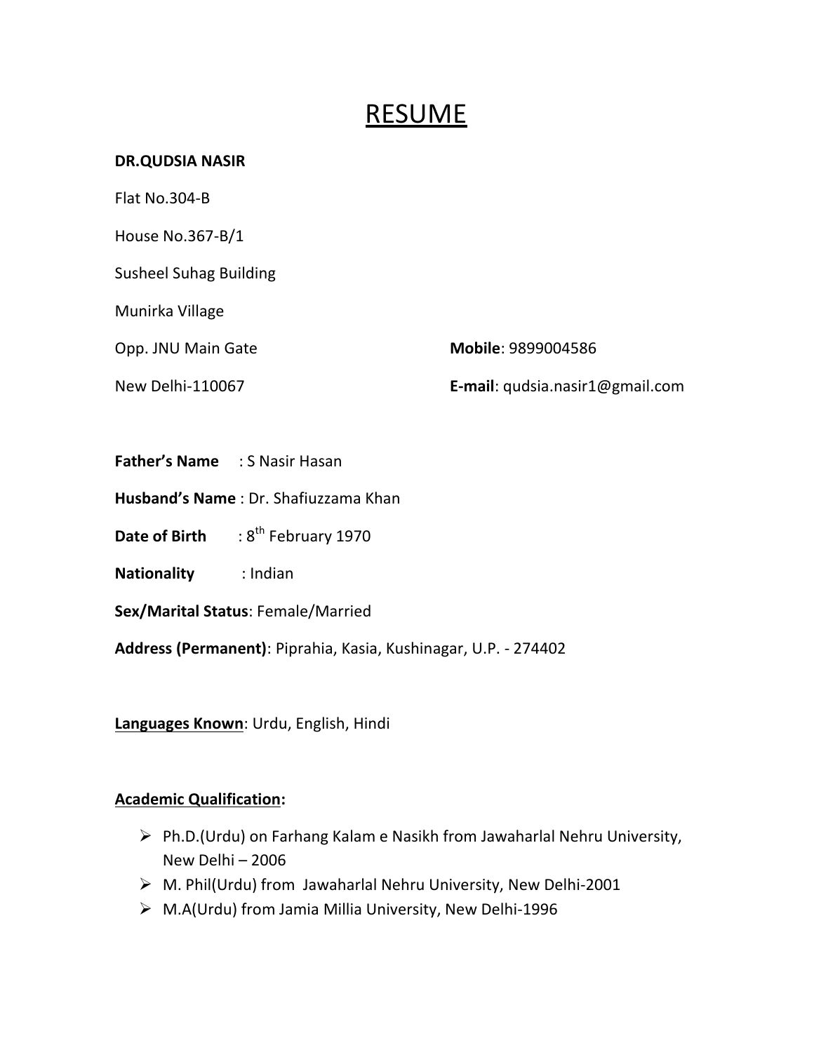# RESUME

**DR.QUDSIA NASIR**

Flat No.304-B

House No.367-B/1

Susheel Suhag Building

Munirka Village

Opp. JNU Main Gate

New Delhi-110067

**Mobile**: 9899004586

**E-mail**: qudsia.nasir1@gmail.com

**Father's Name** : S Nasir Hasan

**Husband's Name** : Dr. Shafiuzzama Khan

**Date of Birth** : 8th February 1970

**Nationality** : Indian

**Sex/Marital Status**: Female/Married

**Address (Permanent)**: Piprahia, Kasia, Kushinagar, U.P. - 274402

**Languages Known**: Urdu, English, Hindi

**Academic Qualification:**

- Ph.D.(Urdu) on Farhang Kalam e Nasikh from Jawaharlal Nehru University, New Delhi – 2006
- M. Phil(Urdu) from Jawaharlal Nehru University, New Delhi-2001
- M.A(Urdu) from Jamia Millia University, New Delhi-1996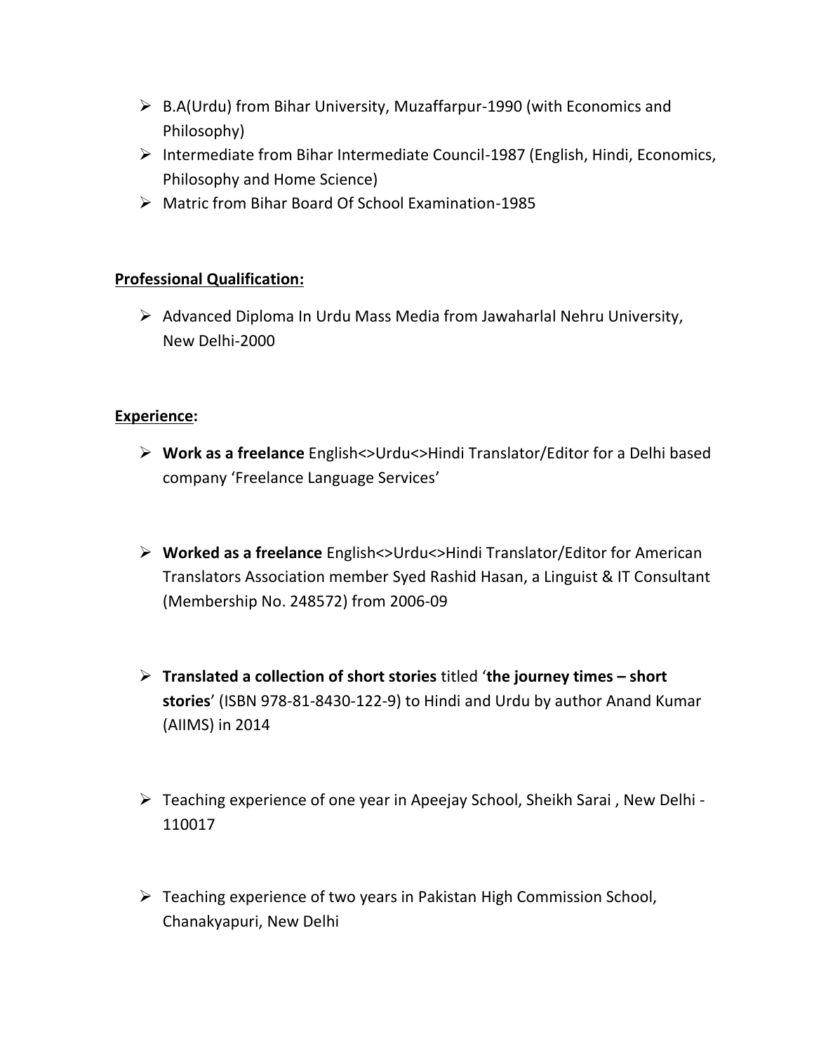- B.A(Urdu) from Bihar University, Muzaffarpur-1990 (with Economics and Philosophy)
- Intermediate from Bihar Intermediate Council-1987 (English, Hindi, Economics, Philosophy and Home Science)
- Matric from Bihar Board Of School Examination-1985

**Professional Qualification:**

- Advanced Diploma In Urdu Mass Media from Jawaharlal Nehru University, New Delhi-2000

**Experience:**

- **Work as a freelance** English<>Urdu<>Hindi Translator/Editor for a Delhi based company 'Freelance Language Services'

- **Worked as a freelance** English<>Urdu<>Hindi Translator/Editor for American Translators Association member Syed Rashid Hasan, a Linguist & IT Consultant (Membership No. 248572) from 2006-09

- **Translated a collection of short stories** titled '**the journey times – short stories**' (ISBN 978-81-8430-122-9) to Hindi and Urdu by author Anand Kumar (AIIMS) in 2014

- Teaching experience of one year in Apeejay School, Sheikh Sarai , New Delhi - 110017

- Teaching experience of two years in Pakistan High Commission School, Chanakyapuri, New Delhi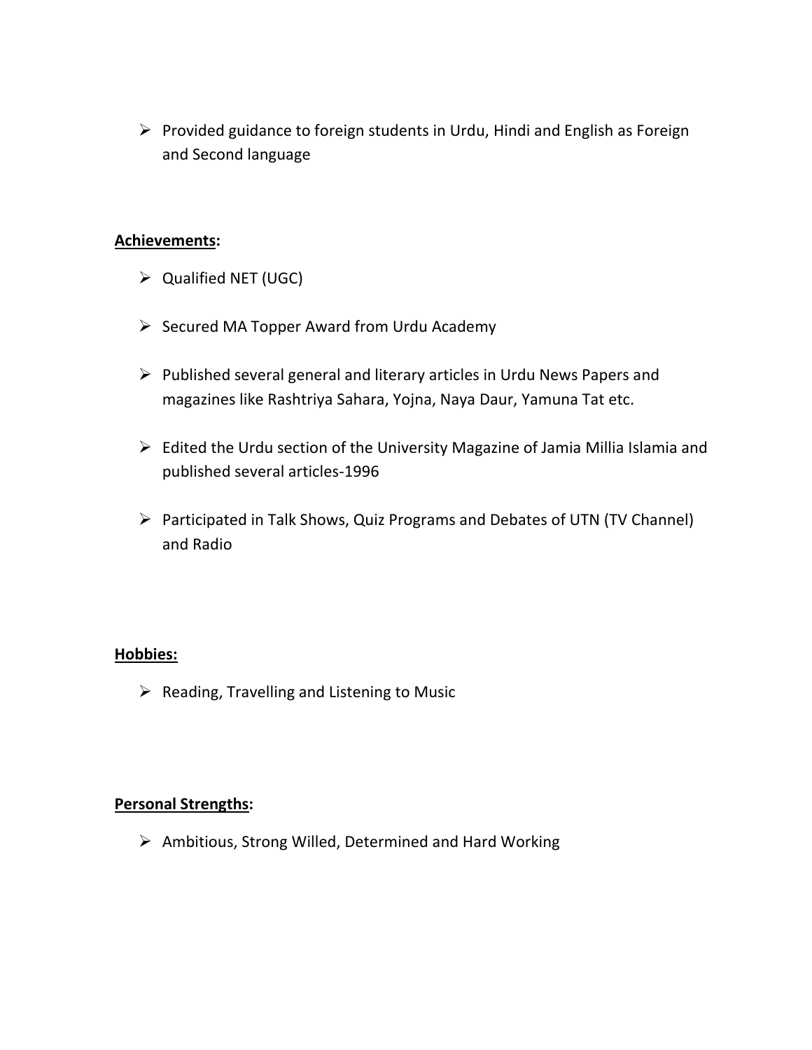- Provided guidance to foreign students in Urdu, Hindi and English as Foreign and Second language

**Achievements:**

- Qualified NET (UGC)
- Secured MA Topper Award from Urdu Academy
- Published several general and literary articles in Urdu News Papers and magazines like Rashtriya Sahara, Yojna, Naya Daur, Yamuna Tat etc.
- Edited the Urdu section of the University Magazine of Jamia Millia Islamia and published several articles-1996
- Participated in Talk Shows, Quiz Programs and Debates of UTN (TV Channel) and Radio

**Hobbies:**

- Reading, Travelling and Listening to Music

**Personal Strengths:**

- Ambitious, Strong Willed, Determined and Hard Working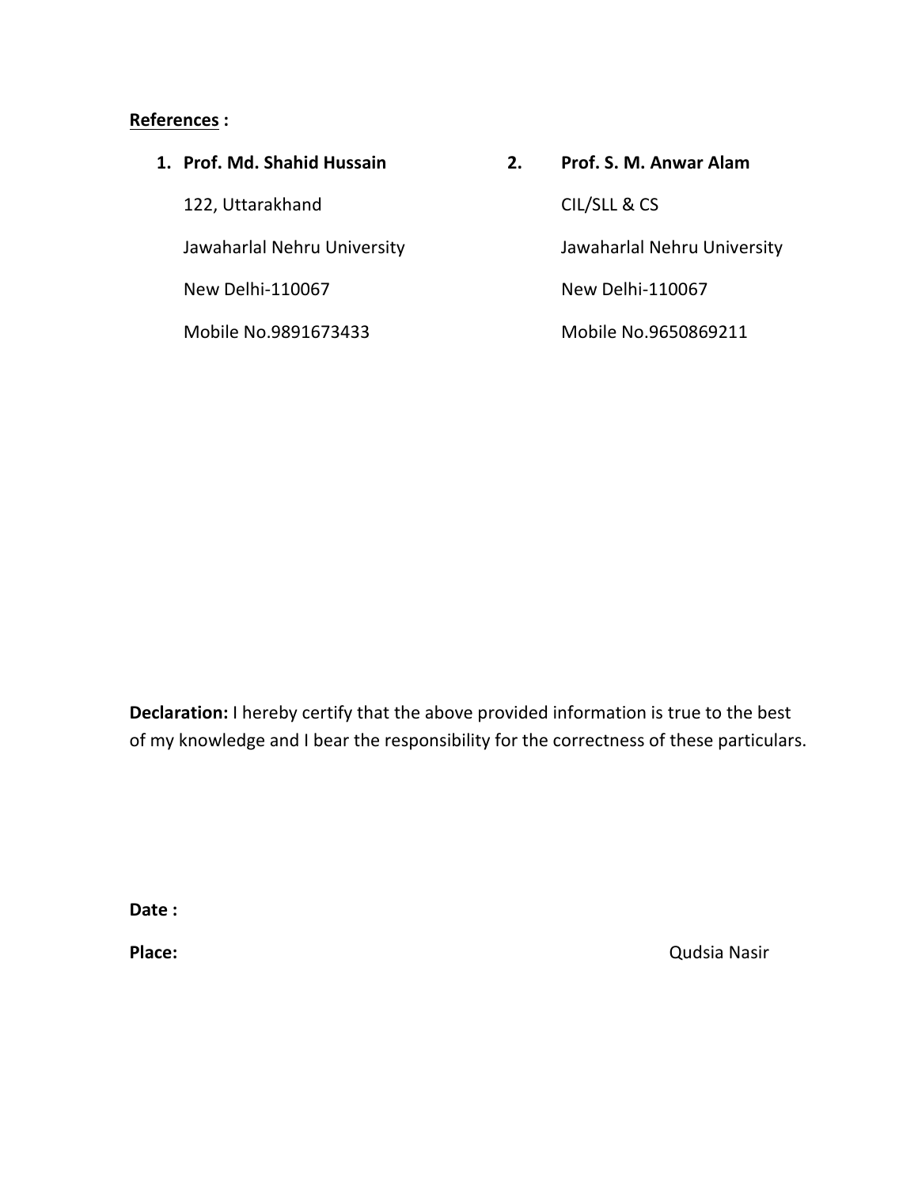**References :**

1. **Prof. Md. Shahid Hussain**

   122, Uttarakhand

   Jawaharlal Nehru University

   New Delhi-110067

   Mobile No.9891673433

2. **Prof. S. M. Anwar Alam**

   CIL/SLL & CS

   Jawaharlal Nehru University

   New Delhi-110067

   Mobile No.9650869211

**Declaration:** I hereby certify that the above provided information is true to the best of my knowledge and I bear the responsibility for the correctness of these particulars.

**Date :**

**Place:**

Qudsia Nasir